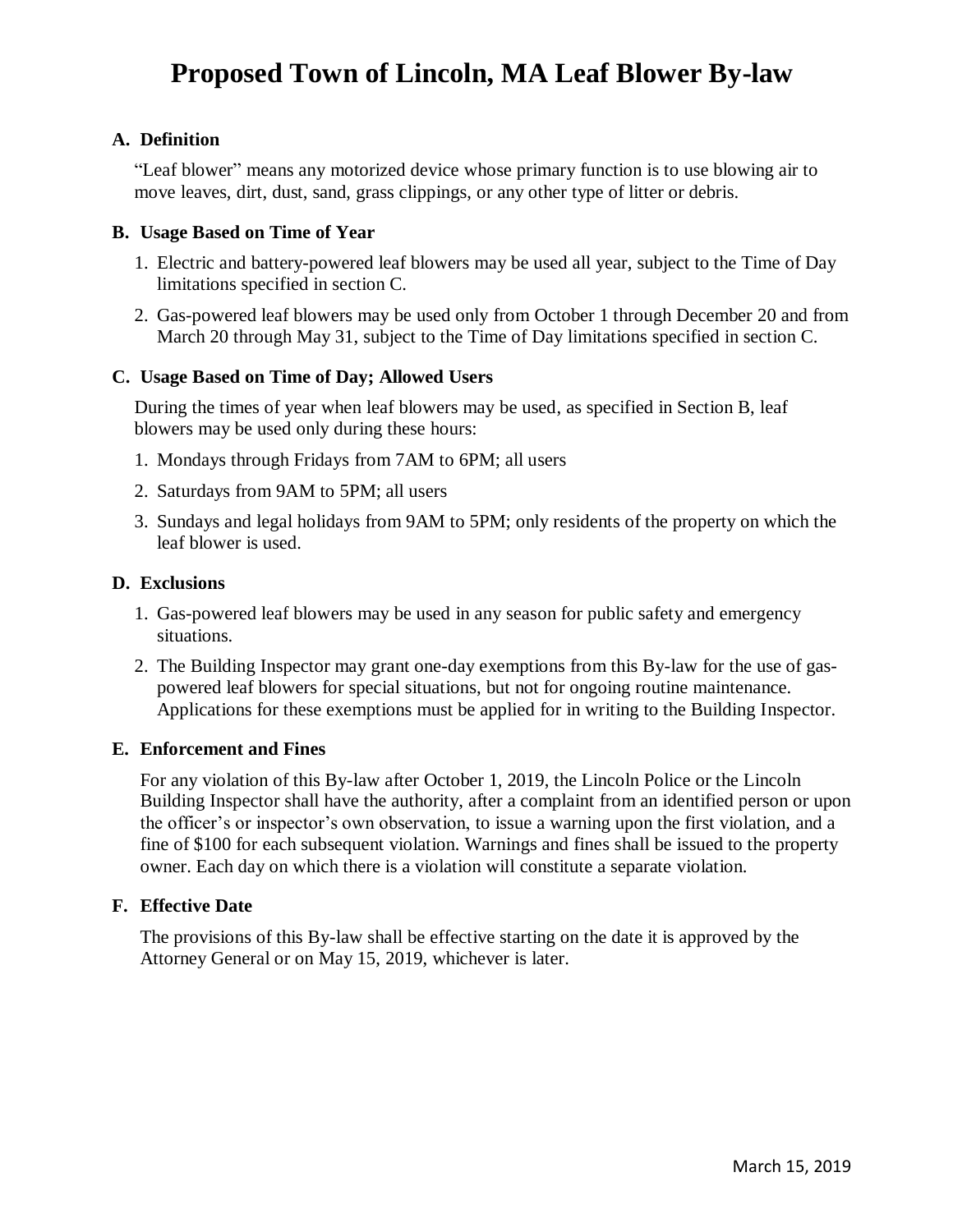# Proposed Town of Lincoln, MA Leaf Blower By-law

## A. Definition

"Leaf blower" means any motorized device whose primary function is to use blowing air to move leaves, dirt, dust, sand, grass clippings, or any other type of litter or debris.

## B. Usage Based on Time of Year

1. Electric and battery-powered leaf blowers may be used all year, subject to the Time of Day limitations specified in section C.
2. Gas-powered leaf blowers may be used only from October 1 through December 20 and from March 20 through May 31, subject to the Time of Day limitations specified in section C.

## C. Usage Based on Time of Day; Allowed Users

During the times of year when leaf blowers may be used, as specified in Section B, leaf blowers may be used only during these hours:

1. Mondays through Fridays from 7AM to 6PM; all users
2. Saturdays from 9AM to 5PM; all users
3. Sundays and legal holidays from 9AM to 5PM; only residents of the property on which the leaf blower is used.

## D. Exclusions

1. Gas-powered leaf blowers may be used in any season for public safety and emergency situations.
2. The Building Inspector may grant one-day exemptions from this By-law for the use of gas-powered leaf blowers for special situations, but not for ongoing routine maintenance. Applications for these exemptions must be applied for in writing to the Building Inspector.

## E. Enforcement and Fines

For any violation of this By-law after October 1, 2019, the Lincoln Police or the Lincoln Building Inspector shall have the authority, after a complaint from an identified person or upon the officer's or inspector's own observation, to issue a warning upon the first violation, and a fine of $100 for each subsequent violation. Warnings and fines shall be issued to the property owner. Each day on which there is a violation will constitute a separate violation.

## F. Effective Date

The provisions of this By-law shall be effective starting on the date it is approved by the Attorney General or on May 15, 2019, whichever is later.

March 15, 2019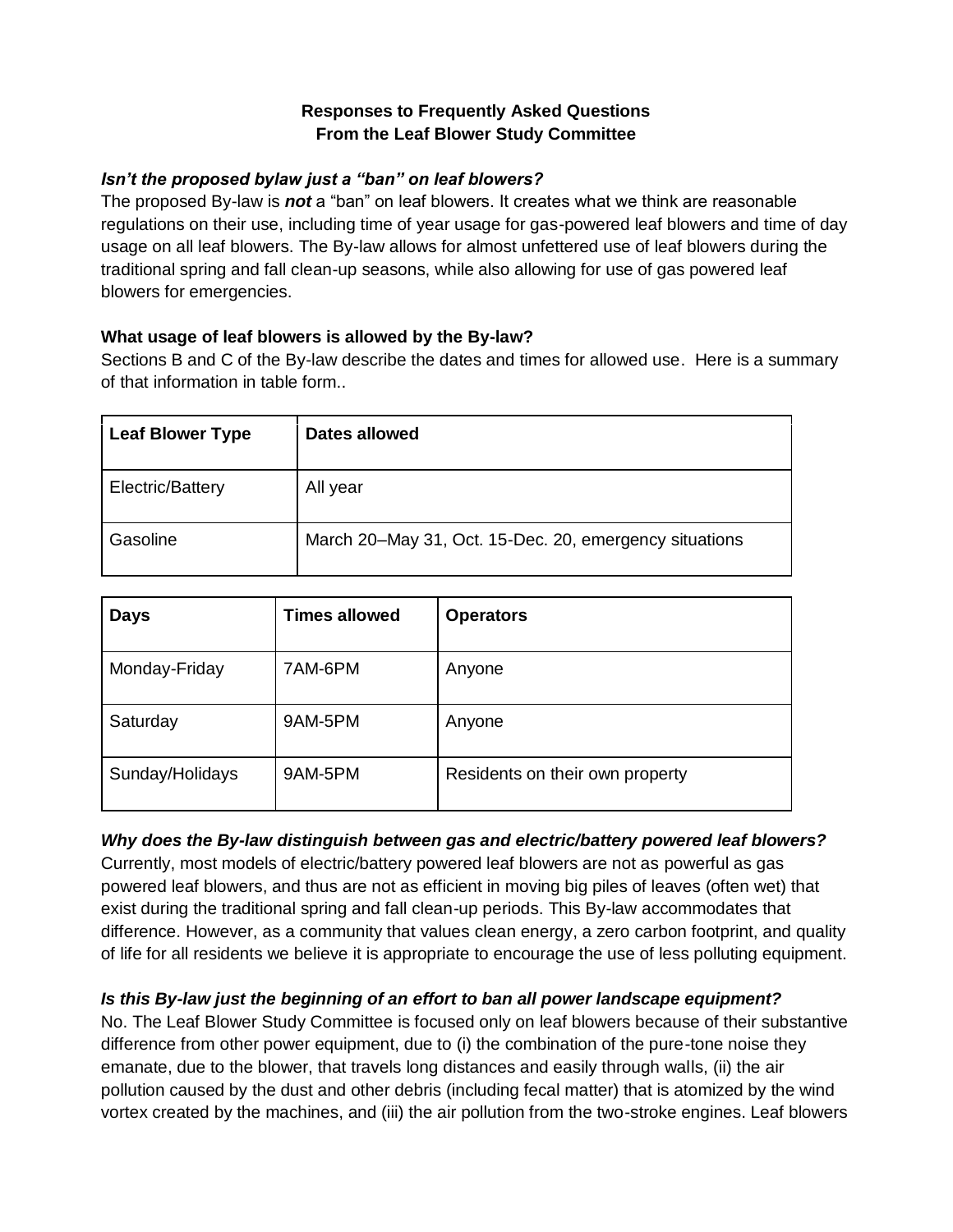## Responses to Frequently Asked Questions From the Leaf Blower Study Committee

***Isn't the proposed bylaw just a "ban" on leaf blowers?***

The proposed By-law is ***not*** a "ban" on leaf blowers. It creates what we think are reasonable regulations on their use, including time of year usage for gas-powered leaf blowers and time of day usage on all leaf blowers. The By-law allows for almost unfettered use of leaf blowers during the traditional spring and fall clean-up seasons, while also allowing for use of gas powered leaf blowers for emergencies.

**What usage of leaf blowers is allowed by the By-law?**

Sections B and C of the By-law describe the dates and times for allowed use. Here is a summary of that information in table form..

| Leaf Blower Type | Dates allowed |
|---|---|
| Electric/Battery | All year |
| Gasoline | March 20–May 31, Oct. 15-Dec. 20, emergency situations |

| Days | Times allowed | Operators |
|---|---|---|
| Monday-Friday | 7AM-6PM | Anyone |
| Saturday | 9AM-5PM | Anyone |
| Sunday/Holidays | 9AM-5PM | Residents on their own property |

***Why does the By-law distinguish between gas and electric/battery powered leaf blowers?***

Currently, most models of electric/battery powered leaf blowers are not as powerful as gas powered leaf blowers, and thus are not as efficient in moving big piles of leaves (often wet) that exist during the traditional spring and fall clean-up periods. This By-law accommodates that difference. However, as a community that values clean energy, a zero carbon footprint, and quality of life for all residents we believe it is appropriate to encourage the use of less polluting equipment.

***Is this By-law just the beginning of an effort to ban all power landscape equipment?***

No. The Leaf Blower Study Committee is focused only on leaf blowers because of their substantive difference from other power equipment, due to (i) the combination of the pure-tone noise they emanate, due to the blower, that travels long distances and easily through walls, (ii) the air pollution caused by the dust and other debris (including fecal matter) that is atomized by the wind vortex created by the machines, and (iii) the air pollution from the two-stroke engines. Leaf blowers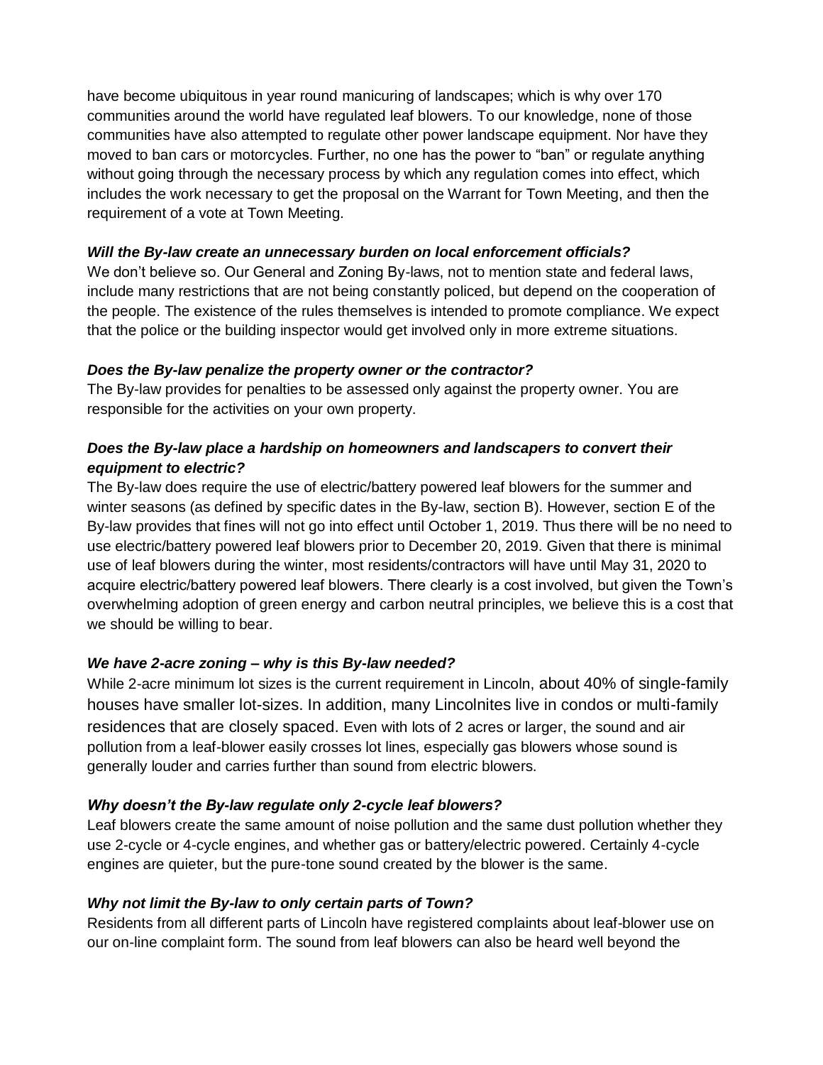have become ubiquitous in year round manicuring of landscapes; which is why over 170 communities around the world have regulated leaf blowers. To our knowledge, none of those communities have also attempted to regulate other power landscape equipment. Nor have they moved to ban cars or motorcycles. Further, no one has the power to "ban" or regulate anything without going through the necessary process by which any regulation comes into effect, which includes the work necessary to get the proposal on the Warrant for Town Meeting, and then the requirement of a vote at Town Meeting.

***Will the By-law create an unnecessary burden on local enforcement officials?***

We don't believe so. Our General and Zoning By-laws, not to mention state and federal laws, include many restrictions that are not being constantly policed, but depend on the cooperation of the people. The existence of the rules themselves is intended to promote compliance. We expect that the police or the building inspector would get involved only in more extreme situations.

***Does the By-law penalize the property owner or the contractor?***

The By-law provides for penalties to be assessed only against the property owner. You are responsible for the activities on your own property.

***Does the By-law place a hardship on homeowners and landscapers to convert their equipment to electric?***

The By-law does require the use of electric/battery powered leaf blowers for the summer and winter seasons (as defined by specific dates in the By-law, section B). However, section E of the By-law provides that fines will not go into effect until October 1, 2019. Thus there will be no need to use electric/battery powered leaf blowers prior to December 20, 2019. Given that there is minimal use of leaf blowers during the winter, most residents/contractors will have until May 31, 2020 to acquire electric/battery powered leaf blowers. There clearly is a cost involved, but given the Town's overwhelming adoption of green energy and carbon neutral principles, we believe this is a cost that we should be willing to bear.

***We have 2-acre zoning – why is this By-law needed?***

While 2-acre minimum lot sizes is the current requirement in Lincoln, about 40% of single-family houses have smaller lot-sizes. In addition, many Lincolnites live in condos or multi-family residences that are closely spaced. Even with lots of 2 acres or larger, the sound and air pollution from a leaf-blower easily crosses lot lines, especially gas blowers whose sound is generally louder and carries further than sound from electric blowers.

***Why doesn't the By-law regulate only 2-cycle leaf blowers?***

Leaf blowers create the same amount of noise pollution and the same dust pollution whether they use 2-cycle or 4-cycle engines, and whether gas or battery/electric powered. Certainly 4-cycle engines are quieter, but the pure-tone sound created by the blower is the same.

***Why not limit the By-law to only certain parts of Town?***

Residents from all different parts of Lincoln have registered complaints about leaf-blower use on our on-line complaint form. The sound from leaf blowers can also be heard well beyond the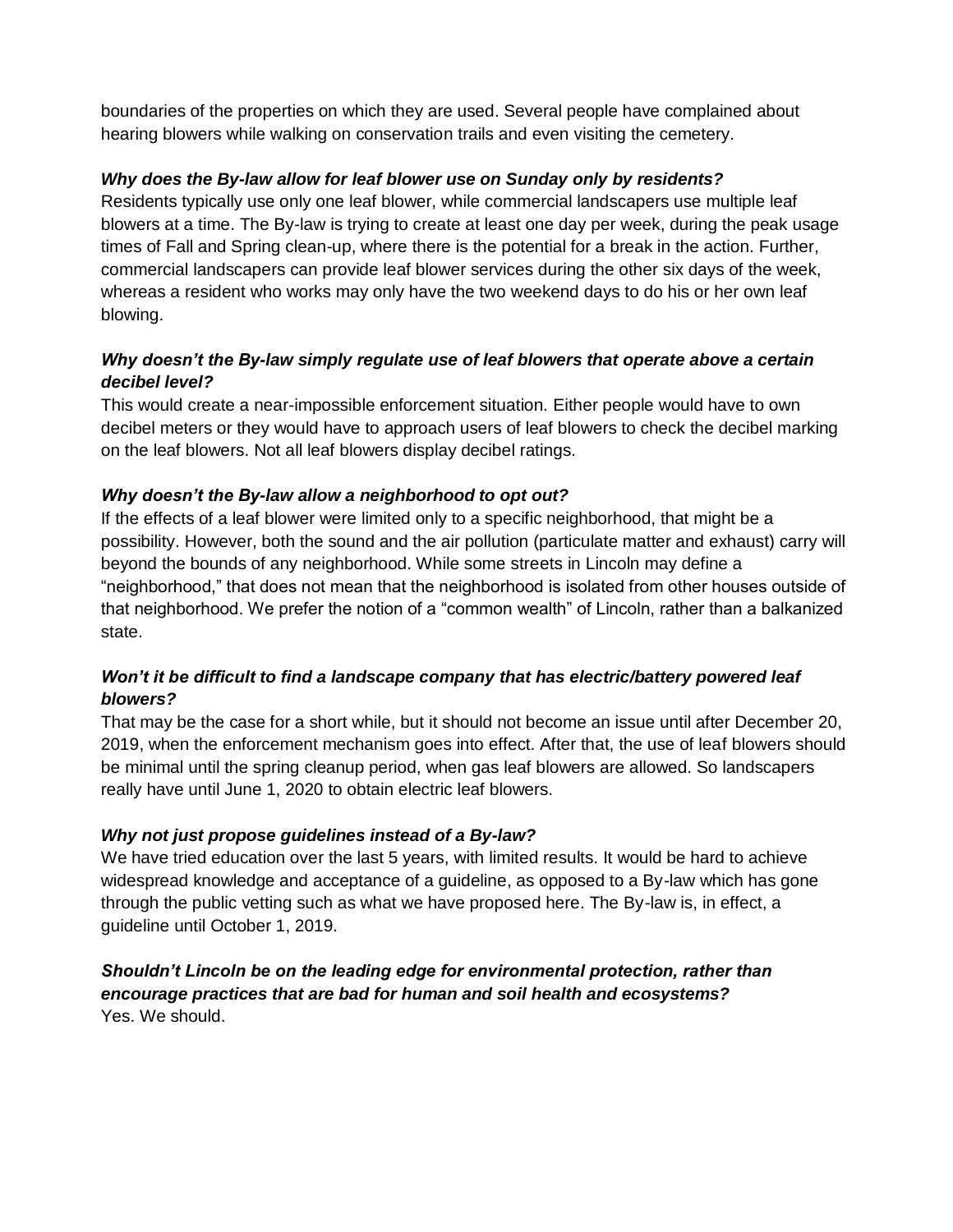boundaries of the properties on which they are used. Several people have complained about hearing blowers while walking on conservation trails and even visiting the cemetery.

### ***Why does the By-law allow for leaf blower use on Sunday only by residents?***

Residents typically use only one leaf blower, while commercial landscapers use multiple leaf blowers at a time. The By-law is trying to create at least one day per week, during the peak usage times of Fall and Spring clean-up, where there is the potential for a break in the action. Further, commercial landscapers can provide leaf blower services during the other six days of the week, whereas a resident who works may only have the two weekend days to do his or her own leaf blowing.

### ***Why doesn't the By-law simply regulate use of leaf blowers that operate above a certain decibel level?***

This would create a near-impossible enforcement situation. Either people would have to own decibel meters or they would have to approach users of leaf blowers to check the decibel marking on the leaf blowers. Not all leaf blowers display decibel ratings.

### ***Why doesn't the By-law allow a neighborhood to opt out?***

If the effects of a leaf blower were limited only to a specific neighborhood, that might be a possibility. However, both the sound and the air pollution (particulate matter and exhaust) carry will beyond the bounds of any neighborhood. While some streets in Lincoln may define a "neighborhood," that does not mean that the neighborhood is isolated from other houses outside of that neighborhood. We prefer the notion of a "common wealth" of Lincoln, rather than a balkanized state.

### ***Won't it be difficult to find a landscape company that has electric/battery powered leaf blowers?***

That may be the case for a short while, but it should not become an issue until after December 20, 2019, when the enforcement mechanism goes into effect. After that, the use of leaf blowers should be minimal until the spring cleanup period, when gas leaf blowers are allowed. So landscapers really have until June 1, 2020 to obtain electric leaf blowers.

### ***Why not just propose guidelines instead of a By-law?***

We have tried education over the last 5 years, with limited results. It would be hard to achieve widespread knowledge and acceptance of a guideline, as opposed to a By-law which has gone through the public vetting such as what we have proposed here. The By-law is, in effect, a guideline until October 1, 2019.

### ***Shouldn't Lincoln be on the leading edge for environmental protection, rather than encourage practices that are bad for human and soil health and ecosystems?***

Yes. We should.